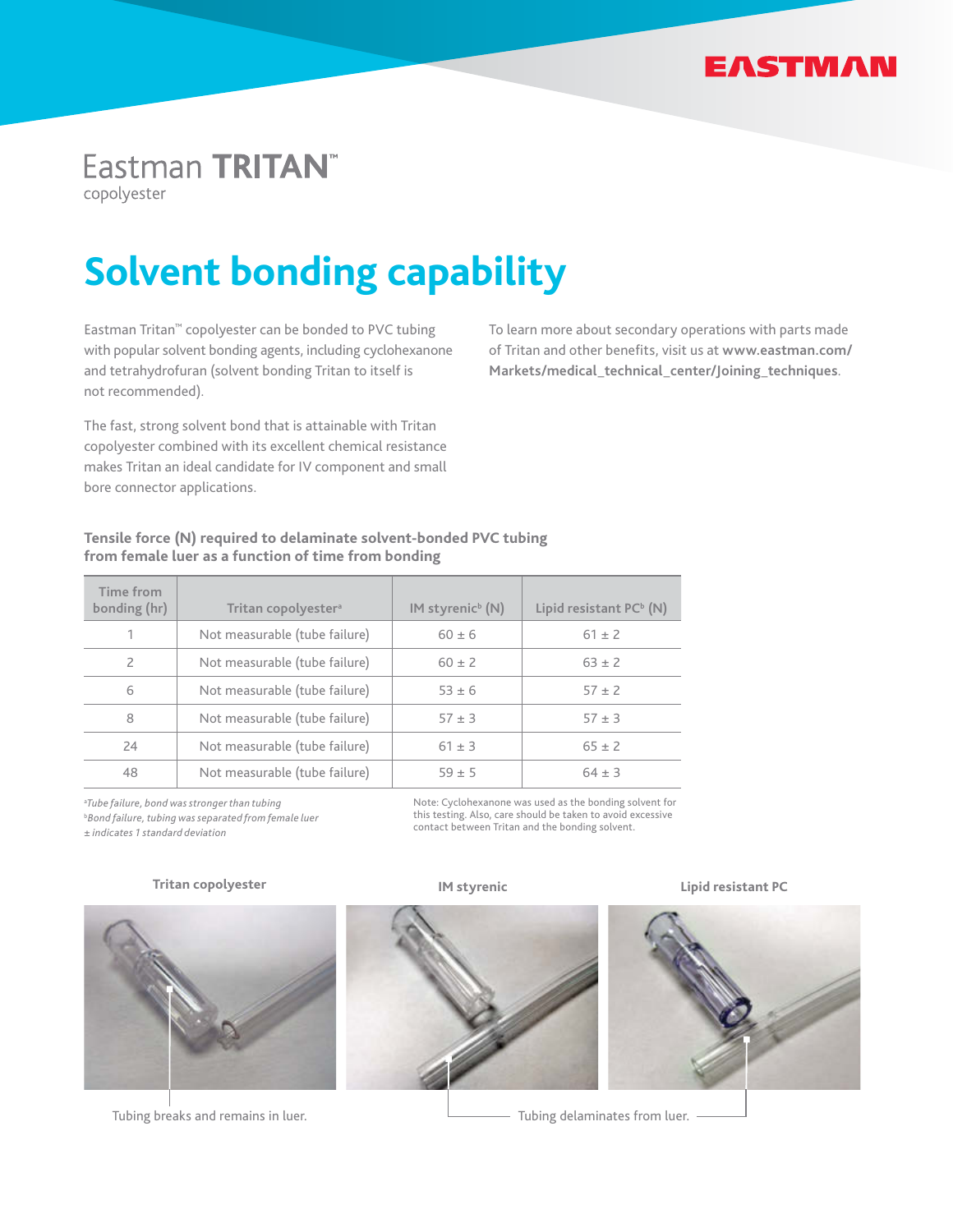Eastman **TRITAN**™
copolyester

# Solvent bonding capability

Eastman Tritan™ copolyester can be bonded to PVC tubing with popular solvent bonding agents, including cyclohexanone and tetrahydrofuran (solvent bonding Tritan to itself is not recommended).

The fast, strong solvent bond that is attainable with Tritan copolyester combined with its excellent chemical resistance makes Tritan an ideal candidate for IV component and small bore connector applications.

To learn more about secondary operations with parts made of Tritan and other benefits, visit us at **www.eastman.com/Markets/medical_technical_center/Joining_techniques**.

**Tensile force (N) required to delaminate solvent-bonded PVC tubing from female luer as a function of time from bonding**

| Time from bonding (hr) | Tritan copolyester[a] | IM styrenic[b] (N) | Lipid resistant PC[b] (N) |
|---|---|---|---|
| 1 | Not measurable (tube failure) | 60 ± 6 | 61 ± 2 |
| 2 | Not measurable (tube failure) | 60 ± 2 | 63 ± 2 |
| 6 | Not measurable (tube failure) | 53 ± 6 | 57 ± 2 |
| 8 | Not measurable (tube failure) | 57 ± 3 | 57 ± 3 |
| 24 | Not measurable (tube failure) | 61 ± 3 | 65 ± 2 |
| 48 | Not measurable (tube failure) | 59 ± 5 | 64 ± 3 |

[a]*Tube failure, bond was stronger than tubing*
[b]*Bond failure, tubing was separated from female luer*
*± indicates 1 standard deviation*

Note: Cyclohexanone was used as the bonding solvent for this testing. Also, care should be taken to avoid excessive contact between Tritan and the bonding solvent.

**Tritan copolyester** | **IM styrenic** | **Lipid resistant PC**

Tubing breaks and remains in luer.

Tubing delaminates from luer.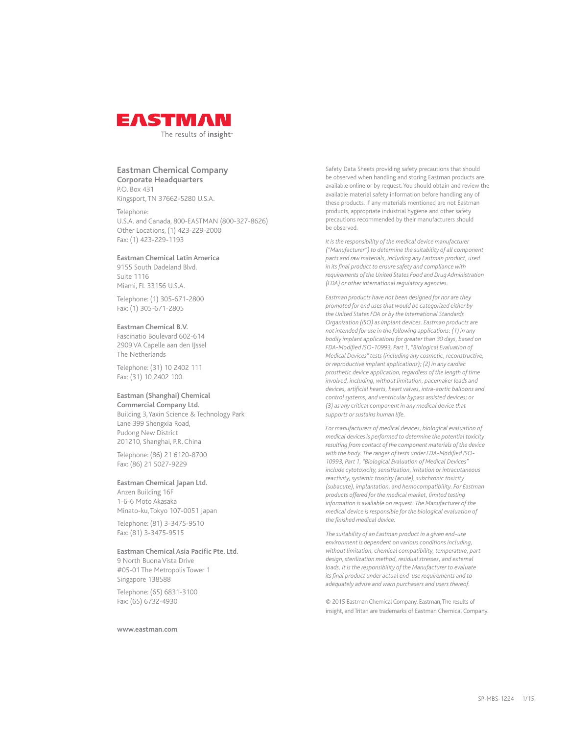EASTMAN

The results of insight™

## Eastman Chemical Company

**Corporate Headquarters**

P.O. Box 431
Kingsport, TN 37662-5280 U.S.A.

Telephone:
U.S.A. and Canada, 800-EASTMAN (800-327-8626)
Other Locations, (1) 423-229-2000
Fax: (1) 423-229-1193

**Eastman Chemical Latin America**

9155 South Dadeland Blvd.
Suite 1116
Miami, FL 33156 U.S.A.

Telephone: (1) 305-671-2800
Fax: (1) 305-671-2805

**Eastman Chemical B.V.**

Fascinatio Boulevard 602-614
2909 VA Capelle aan den IJssel
The Netherlands

Telephone: (31) 10 2402 111
Fax: (31) 10 2402 100

**Eastman (Shanghai) Chemical Commercial Company Ltd.**

Building 3, Yaxin Science & Technology Park
Lane 399 Shengxia Road,
Pudong New District
201210, Shanghai, P.R. China

Telephone: (86) 21 6120-8700
Fax: (86) 21 5027-9229

**Eastman Chemical Japan Ltd.**

Anzen Building 16F
1-6-6 Moto Akasaka
Minato-ku, Tokyo 107-0051 Japan

Telephone: (81) 3-3475-9510
Fax: (81) 3-3475-9515

**Eastman Chemical Asia Pacific Pte. Ltd.**

9 North Buona Vista Drive
#05-01 The Metropolis Tower 1
Singapore 138588

Telephone: (65) 6831-3100
Fax: (65) 6732-4930

**www.eastman.com**

Safety Data Sheets providing safety precautions that should be observed when handling and storing Eastman products are available online or by request. You should obtain and review the available material safety information before handling any of these products. If any materials mentioned are not Eastman products, appropriate industrial hygiene and other safety precautions recommended by their manufacturers should be observed.

*It is the responsibility of the medical device manufacturer ("Manufacturer") to determine the suitability of all component parts and raw materials, including any Eastman product, used in its final product to ensure safety and compliance with requirements of the United States Food and Drug Administration (FDA) or other international regulatory agencies.*

*Eastman products have not been designed for nor are they promoted for end uses that would be categorized either by the United States FDA or by the International Standards Organization (ISO) as implant devices. Eastman products are not intended for use in the following applications: (1) in any bodily implant applications for greater than 30 days, based on FDA-Modified ISO-10993, Part 1, "Biological Evaluation of Medical Devices" tests (including any cosmetic, reconstructive, or reproductive implant applications); (2) in any cardiac prosthetic device application, regardless of the length of time involved, including, without limitation, pacemaker leads and devices, artificial hearts, heart valves, intra-aortic balloons and control systems, and ventricular bypass assisted devices; or (3) as any critical component in any medical device that supports or sustains human life.*

*For manufacturers of medical devices, biological evaluation of medical devices is performed to determine the potential toxicity resulting from contact of the component materials of the device with the body. The ranges of tests under FDA-Modified ISO-10993, Part 1, "Biological Evaluation of Medical Devices" include cytotoxicity, sensitization, irritation or intracutaneous reactivity, systemic toxicity (acute), subchronic toxicity (subacute), implantation, and hemocompatibility. For Eastman products offered for the medical market, limited testing information is available on request. The Manufacturer of the medical device is responsible for the biological evaluation of the finished medical device.*

*The suitability of an Eastman product in a given end-use environment is dependent on various conditions including, without limitation, chemical compatibility, temperature, part design, sterilization method, residual stresses, and external loads. It is the responsibility of the Manufacturer to evaluate its final product under actual end-use requirements and to adequately advise and warn purchasers and users thereof.*

© 2015 Eastman Chemical Company. Eastman, The results of insight, and Tritan are trademarks of Eastman Chemical Company.

SP-MBS-1224 1/15